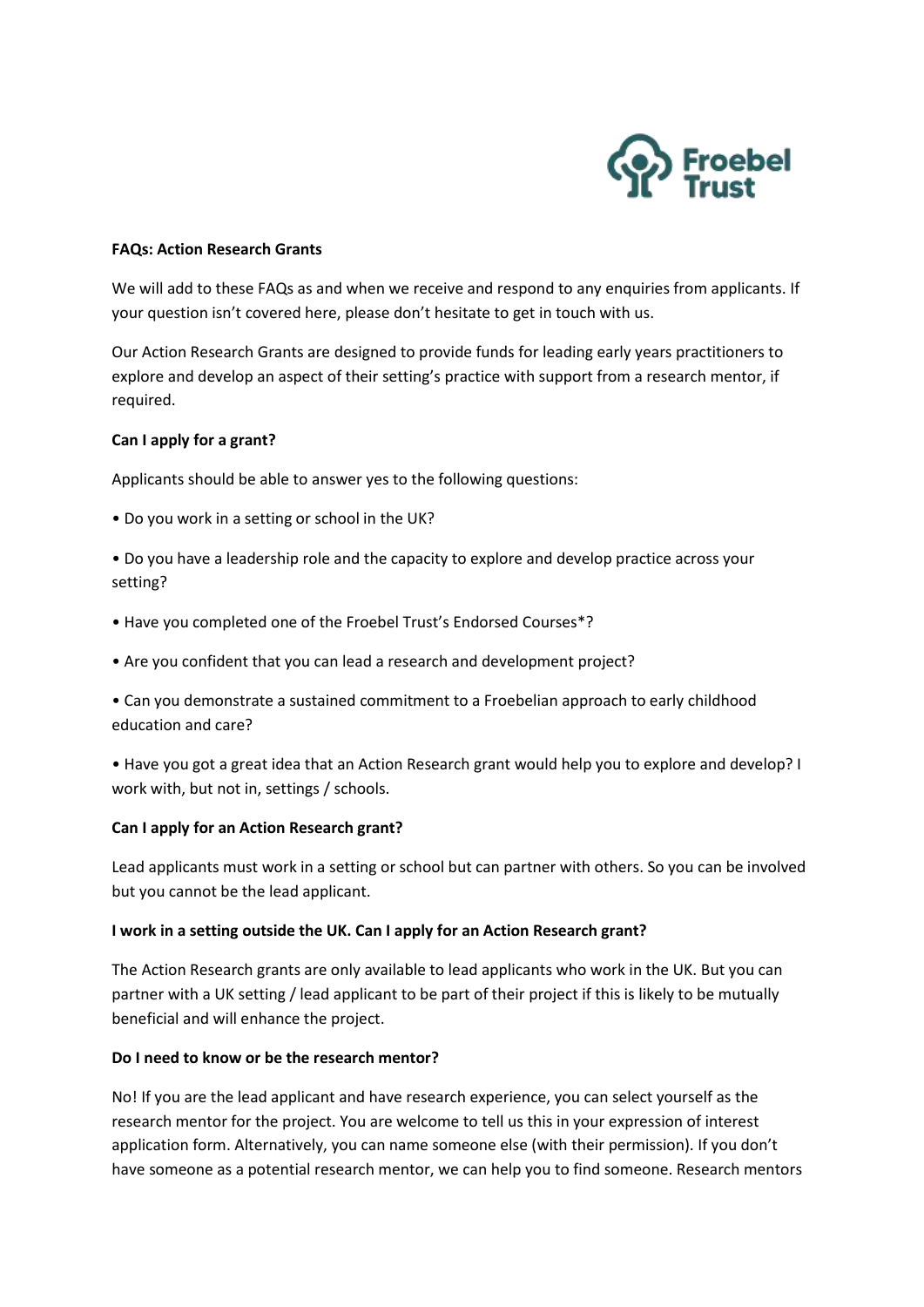**FAQs: Action Research Grants**

We will add to these FAQs as and when we receive and respond to any enquiries from applicants. If your question isn't covered here, please don't hesitate to get in touch with us.

Our Action Research Grants are designed to provide funds for leading early years practitioners to explore and develop an aspect of their setting's practice with support from a research mentor, if required.

**Can I apply for a grant?**

Applicants should be able to answer yes to the following questions:

• Do you work in a setting or school in the UK?

• Do you have a leadership role and the capacity to explore and develop practice across your setting?

• Have you completed one of the Froebel Trust's Endorsed Courses*?

• Are you confident that you can lead a research and development project?

• Can you demonstrate a sustained commitment to a Froebelian approach to early childhood education and care?

• Have you got a great idea that an Action Research grant would help you to explore and develop? I work with, but not in, settings / schools.

**Can I apply for an Action Research grant?**

Lead applicants must work in a setting or school but can partner with others. So you can be involved but you cannot be the lead applicant.

**I work in a setting outside the UK. Can I apply for an Action Research grant?**

The Action Research grants are only available to lead applicants who work in the UK. But you can partner with a UK setting / lead applicant to be part of their project if this is likely to be mutually beneficial and will enhance the project.

**Do I need to know or be the research mentor?**

No! If you are the lead applicant and have research experience, you can select yourself as the research mentor for the project. You are welcome to tell us this in your expression of interest application form. Alternatively, you can name someone else (with their permission). If you don't have someone as a potential research mentor, we can help you to find someone. Research mentors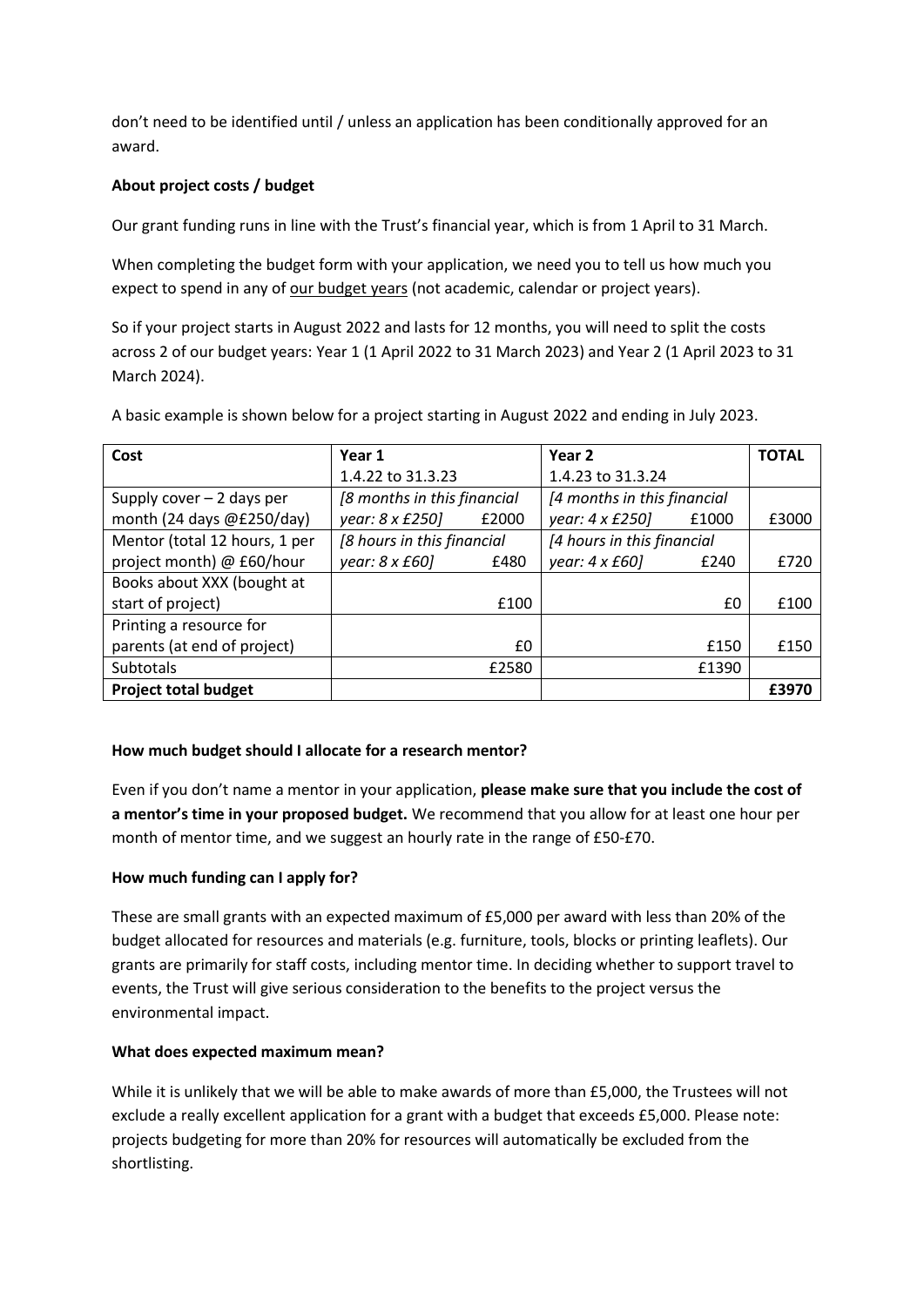don't need to be identified until / unless an application has been conditionally approved for an award.

**About project costs / budget**

Our grant funding runs in line with the Trust's financial year, which is from 1 April to 31 March.

When completing the budget form with your application, we need you to tell us how much you expect to spend in any of our budget years (not academic, calendar or project years).

So if your project starts in August 2022 and lasts for 12 months, you will need to split the costs across 2 of our budget years: Year 1 (1 April 2022 to 31 March 2023) and Year 2 (1 April 2023 to 31 March 2024).

A basic example is shown below for a project starting in August 2022 and ending in July 2023.

| **Cost** | **Year 1**<br>1.4.22 to 31.3.23 | **Year 2**<br>1.4.23 to 31.3.24 | **TOTAL** |
|---|---|---|---|
| Supply cover – 2 days per month (24 days @£250/day) | *[8 months in this financial year: 8 x £250]* £2000 | *[4 months in this financial year: 4 x £250]* £1000 | £3000 |
| Mentor (total 12 hours, 1 per project month) @ £60/hour | *[8 hours in this financial year: 8 x £60]* £480 | *[4 hours in this financial year: 4 x £60]* £240 | £720 |
| Books about XXX (bought at start of project) | £100 | £0 | £100 |
| Printing a resource for parents (at end of project) | £0 | £150 | £150 |
| Subtotals | £2580 | £1390 | |
| **Project total budget** | | | **£3970** |

**How much budget should I allocate for a research mentor?**

Even if you don't name a mentor in your application, **please make sure that you include the cost of a mentor's time in your proposed budget.** We recommend that you allow for at least one hour per month of mentor time, and we suggest an hourly rate in the range of £50-£70.

**How much funding can I apply for?**

These are small grants with an expected maximum of £5,000 per award with less than 20% of the budget allocated for resources and materials (e.g. furniture, tools, blocks or printing leaflets). Our grants are primarily for staff costs, including mentor time. In deciding whether to support travel to events, the Trust will give serious consideration to the benefits to the project versus the environmental impact.

**What does expected maximum mean?**

While it is unlikely that we will be able to make awards of more than £5,000, the Trustees will not exclude a really excellent application for a grant with a budget that exceeds £5,000. Please note: projects budgeting for more than 20% for resources will automatically be excluded from the shortlisting.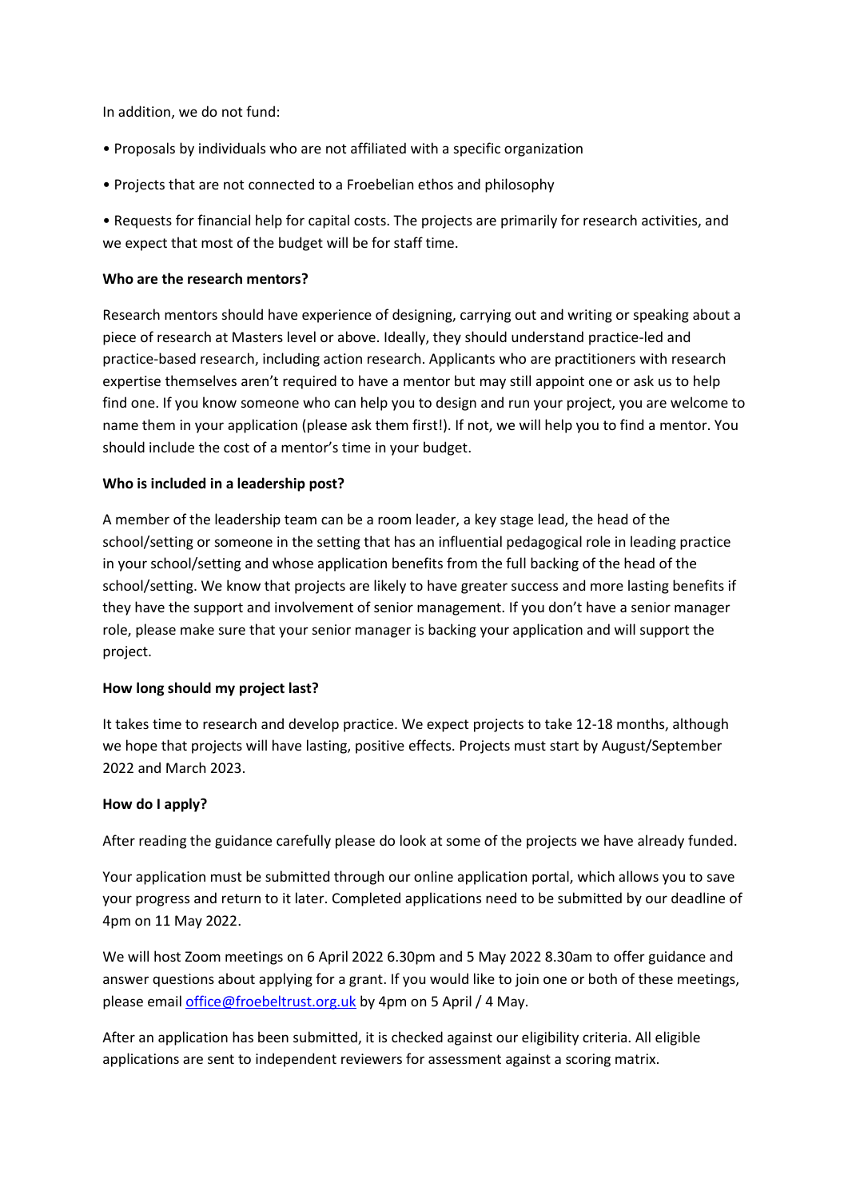In addition, we do not fund:

- Proposals by individuals who are not affiliated with a specific organization
- Projects that are not connected to a Froebelian ethos and philosophy
- Requests for financial help for capital costs. The projects are primarily for research activities, and we expect that most of the budget will be for staff time.

**Who are the research mentors?**

Research mentors should have experience of designing, carrying out and writing or speaking about a piece of research at Masters level or above. Ideally, they should understand practice-led and practice-based research, including action research. Applicants who are practitioners with research expertise themselves aren't required to have a mentor but may still appoint one or ask us to help find one. If you know someone who can help you to design and run your project, you are welcome to name them in your application (please ask them first!). If not, we will help you to find a mentor. You should include the cost of a mentor's time in your budget.

**Who is included in a leadership post?**

A member of the leadership team can be a room leader, a key stage lead, the head of the school/setting or someone in the setting that has an influential pedagogical role in leading practice in your school/setting and whose application benefits from the full backing of the head of the school/setting. We know that projects are likely to have greater success and more lasting benefits if they have the support and involvement of senior management. If you don't have a senior manager role, please make sure that your senior manager is backing your application and will support the project.

**How long should my project last?**

It takes time to research and develop practice. We expect projects to take 12-18 months, although we hope that projects will have lasting, positive effects. Projects must start by August/September 2022 and March 2023.

**How do I apply?**

After reading the guidance carefully please do look at some of the projects we have already funded.

Your application must be submitted through our online application portal, which allows you to save your progress and return to it later. Completed applications need to be submitted by our deadline of 4pm on 11 May 2022.

We will host Zoom meetings on 6 April 2022 6.30pm and 5 May 2022 8.30am to offer guidance and answer questions about applying for a grant. If you would like to join one or both of these meetings, please email [office@froebeltrust.org.uk](mailto:office@froebeltrust.org.uk) by 4pm on 5 April / 4 May.

After an application has been submitted, it is checked against our eligibility criteria. All eligible applications are sent to independent reviewers for assessment against a scoring matrix.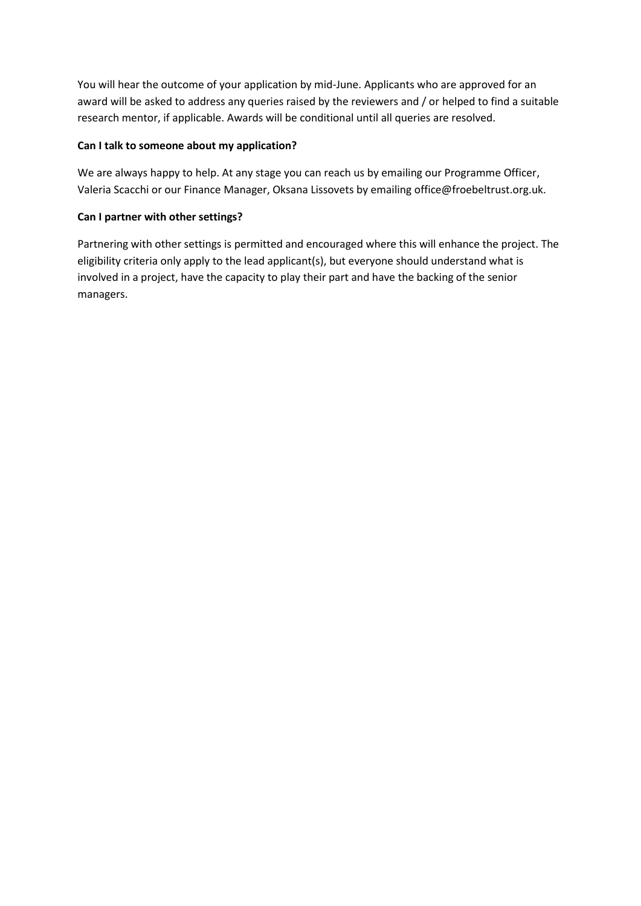You will hear the outcome of your application by mid-June. Applicants who are approved for an award will be asked to address any queries raised by the reviewers and / or helped to find a suitable research mentor, if applicable. Awards will be conditional until all queries are resolved.

**Can I talk to someone about my application?**

We are always happy to help. At any stage you can reach us by emailing our Programme Officer, Valeria Scacchi or our Finance Manager, Oksana Lissovets by emailing office@froebeltrust.org.uk.

**Can I partner with other settings?**

Partnering with other settings is permitted and encouraged where this will enhance the project. The eligibility criteria only apply to the lead applicant(s), but everyone should understand what is involved in a project, have the capacity to play their part and have the backing of the senior managers.